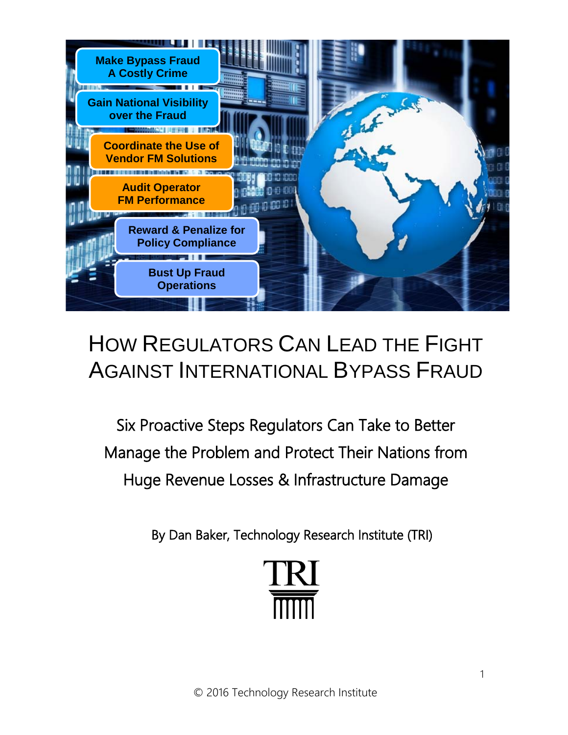Make Bypass Fraud A Costly Crime

Gain National Visibility over the Fraud

Coordinate the Use of Vendor FM Solutions

Audit Operator FM Performance

Reward & Penalize for Policy Compliance

Bust Up Fraud Operations

# How Regulators Can Lead the Fight Against International Bypass Fraud

## Six Proactive Steps Regulators Can Take to Better Manage the Problem and Protect Their Nations from Huge Revenue Losses & Infrastructure Damage

By Dan Baker, Technology Research Institute (TRI)

TRI

© 2016 Technology Research Institute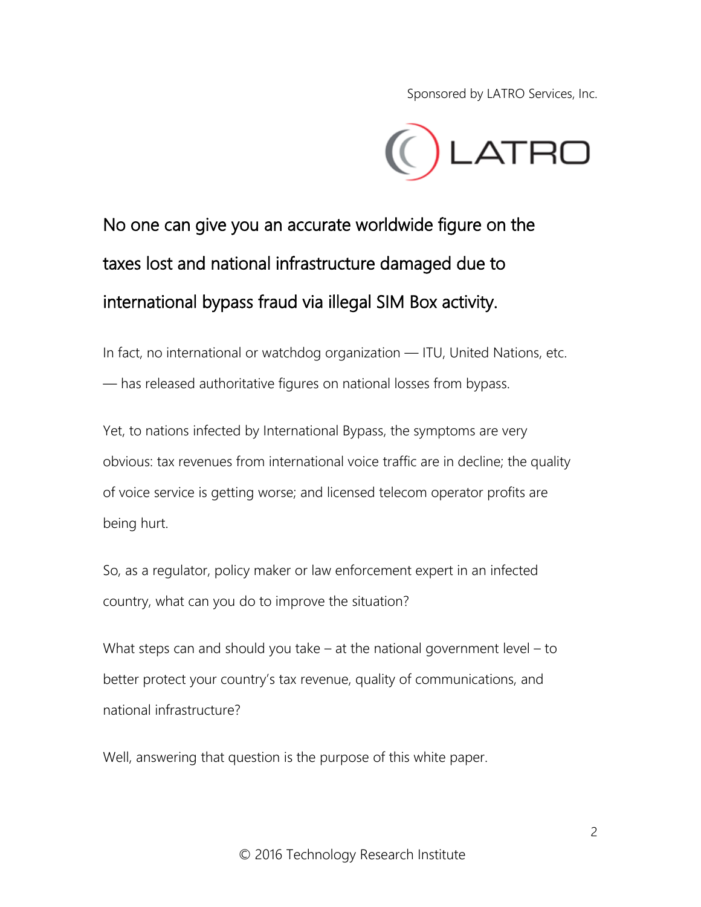Sponsored by LATRO Services, Inc.

LATRO

## No one can give you an accurate worldwide figure on the taxes lost and national infrastructure damaged due to international bypass fraud via illegal SIM Box activity.

In fact, no international or watchdog organization — ITU, United Nations, etc. — has released authoritative figures on national losses from bypass.

Yet, to nations infected by International Bypass, the symptoms are very obvious: tax revenues from international voice traffic are in decline; the quality of voice service is getting worse; and licensed telecom operator profits are being hurt.

So, as a regulator, policy maker or law enforcement expert in an infected country, what can you do to improve the situation?

What steps can and should you take – at the national government level – to better protect your country's tax revenue, quality of communications, and national infrastructure?

Well, answering that question is the purpose of this white paper.

© 2016 Technology Research Institute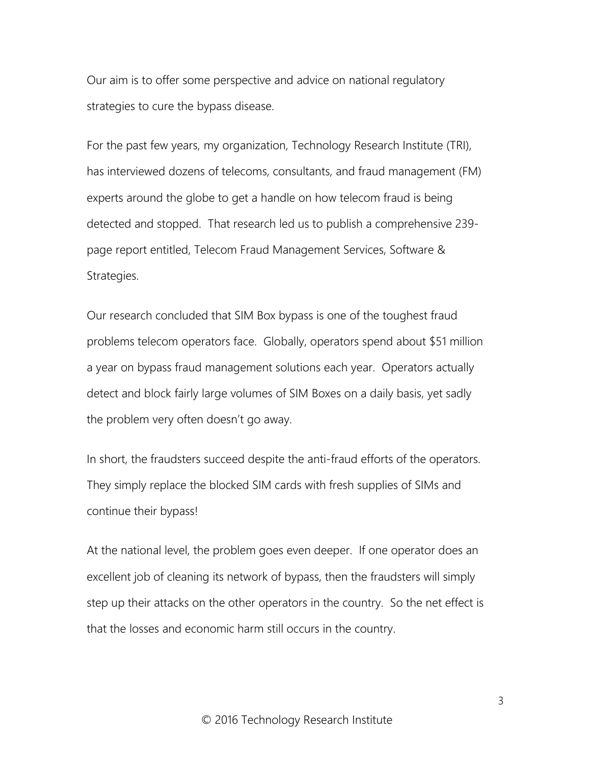Our aim is to offer some perspective and advice on national regulatory strategies to cure the bypass disease.

For the past few years, my organization, Technology Research Institute (TRI), has interviewed dozens of telecoms, consultants, and fraud management (FM) experts around the globe to get a handle on how telecom fraud is being detected and stopped. That research led us to publish a comprehensive 239-page report entitled, Telecom Fraud Management Services, Software & Strategies.

Our research concluded that SIM Box bypass is one of the toughest fraud problems telecom operators face. Globally, operators spend about $51 million a year on bypass fraud management solutions each year. Operators actually detect and block fairly large volumes of SIM Boxes on a daily basis, yet sadly the problem very often doesn't go away.

In short, the fraudsters succeed despite the anti-fraud efforts of the operators. They simply replace the blocked SIM cards with fresh supplies of SIMs and continue their bypass!

At the national level, the problem goes even deeper. If one operator does an excellent job of cleaning its network of bypass, then the fraudsters will simply step up their attacks on the other operators in the country. So the net effect is that the losses and economic harm still occurs in the country.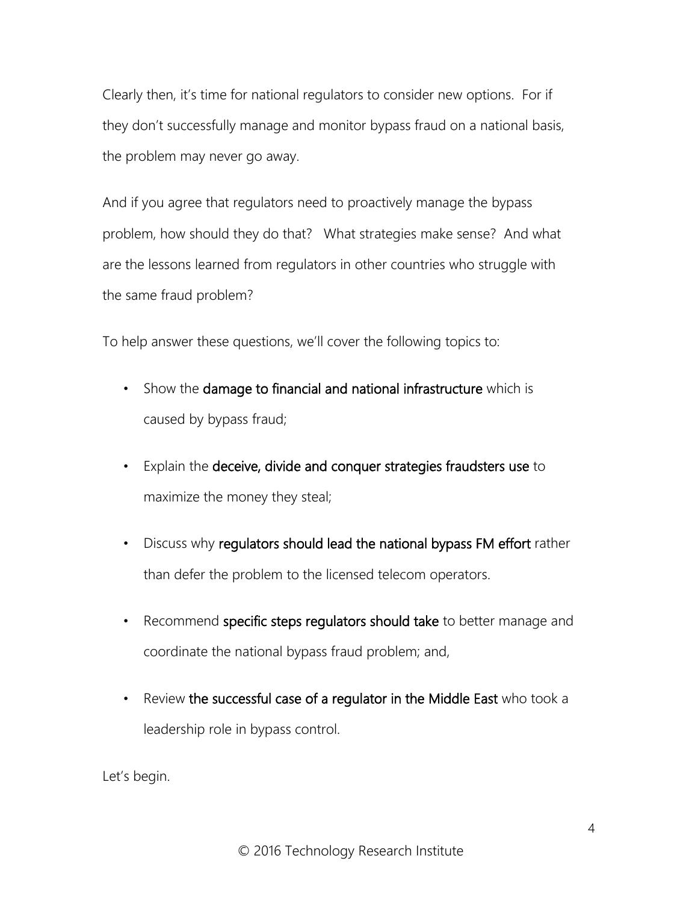Clearly then, it's time for national regulators to consider new options. For if they don't successfully manage and monitor bypass fraud on a national basis, the problem may never go away.

And if you agree that regulators need to proactively manage the bypass problem, how should they do that? What strategies make sense? And what are the lessons learned from regulators in other countries who struggle with the same fraud problem?

To help answer these questions, we'll cover the following topics to:

- Show the **damage to financial and national infrastructure** which is caused by bypass fraud;
- Explain the **deceive, divide and conquer strategies fraudsters use** to maximize the money they steal;
- Discuss why **regulators should lead the national bypass FM effort** rather than defer the problem to the licensed telecom operators.
- Recommend **specific steps regulators should take** to better manage and coordinate the national bypass fraud problem; and,
- Review **the successful case of a regulator in the Middle East** who took a leadership role in bypass control.

Let's begin.

© 2016 Technology Research Institute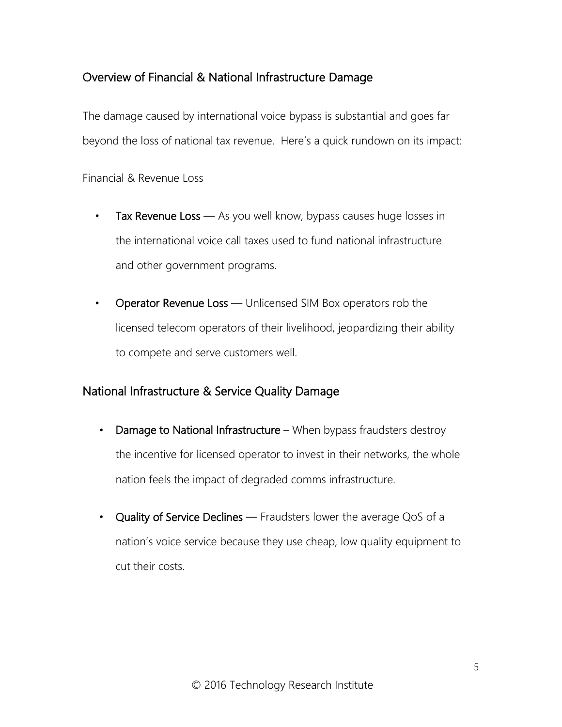## Overview of Financial & National Infrastructure Damage

The damage caused by international voice bypass is substantial and goes far beyond the loss of national tax revenue. Here's a quick rundown on its impact:

Financial & Revenue Loss

- **Tax Revenue Loss** — As you well know, bypass causes huge losses in the international voice call taxes used to fund national infrastructure and other government programs.
- **Operator Revenue Loss** — Unlicensed SIM Box operators rob the licensed telecom operators of their livelihood, jeopardizing their ability to compete and serve customers well.

## National Infrastructure & Service Quality Damage

- **Damage to National Infrastructure** – When bypass fraudsters destroy the incentive for licensed operator to invest in their networks, the whole nation feels the impact of degraded comms infrastructure.
- **Quality of Service Declines** — Fraudsters lower the average QoS of a nation's voice service because they use cheap, low quality equipment to cut their costs.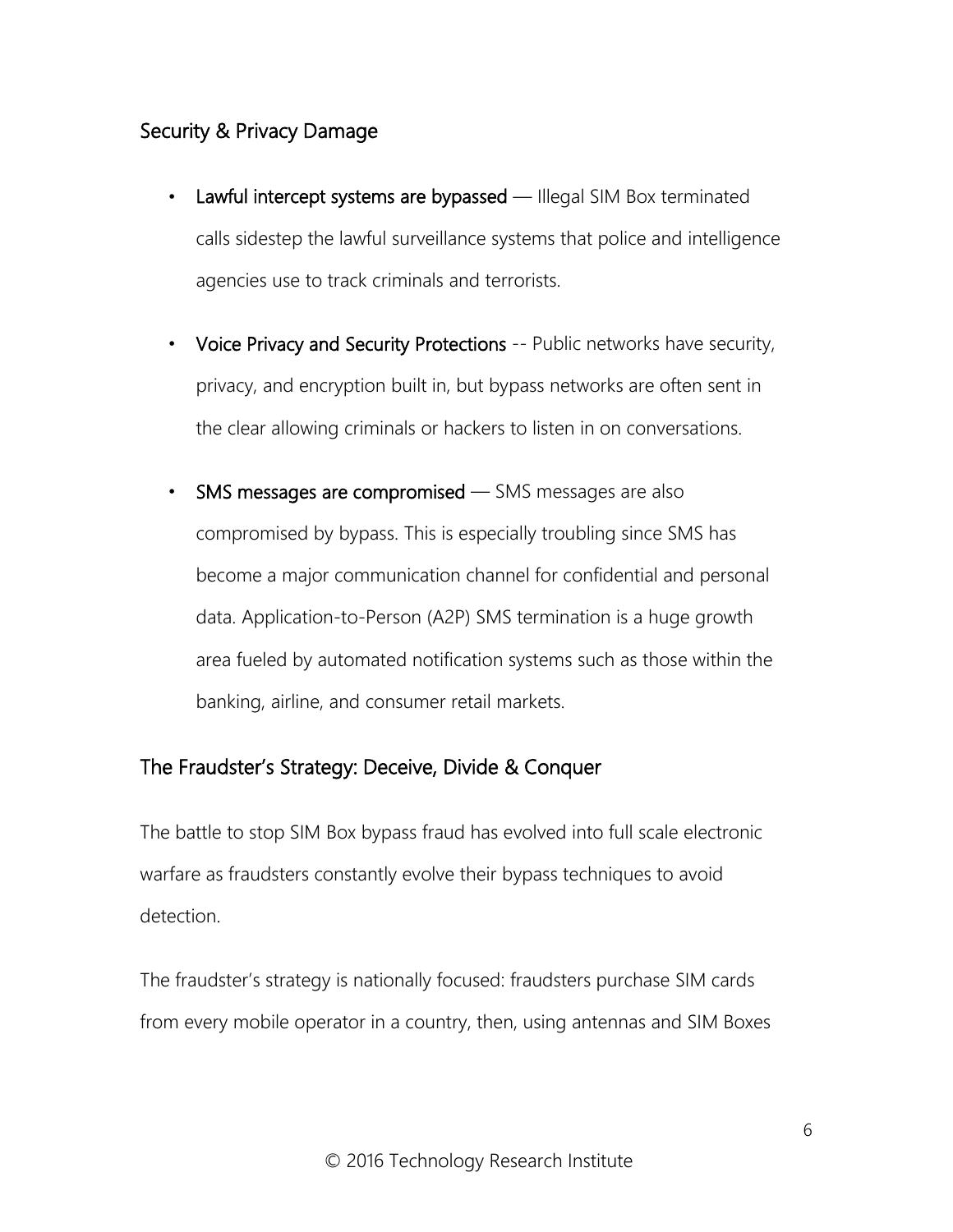## Security & Privacy Damage

- **Lawful intercept systems are bypassed** — Illegal SIM Box terminated calls sidestep the lawful surveillance systems that police and intelligence agencies use to track criminals and terrorists.
- **Voice Privacy and Security Protections** -- Public networks have security, privacy, and encryption built in, but bypass networks are often sent in the clear allowing criminals or hackers to listen in on conversations.
- **SMS messages are compromised** — SMS messages are also compromised by bypass. This is especially troubling since SMS has become a major communication channel for confidential and personal data. Application-to-Person (A2P) SMS termination is a huge growth area fueled by automated notification systems such as those within the banking, airline, and consumer retail markets.

## The Fraudster's Strategy: Deceive, Divide & Conquer

The battle to stop SIM Box bypass fraud has evolved into full scale electronic warfare as fraudsters constantly evolve their bypass techniques to avoid detection.

The fraudster's strategy is nationally focused: fraudsters purchase SIM cards from every mobile operator in a country, then, using antennas and SIM Boxes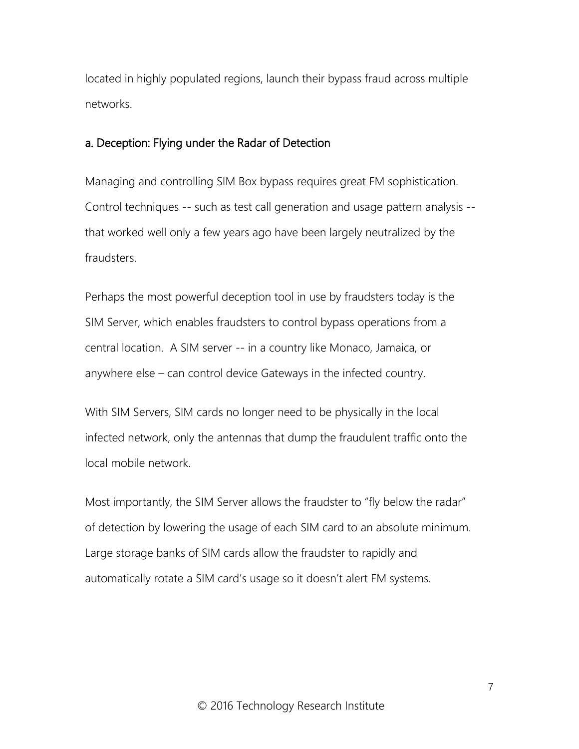located in highly populated regions, launch their bypass fraud across multiple networks.

### a. Deception: Flying under the Radar of Detection

Managing and controlling SIM Box bypass requires great FM sophistication. Control techniques -- such as test call generation and usage pattern analysis -- that worked well only a few years ago have been largely neutralized by the fraudsters.

Perhaps the most powerful deception tool in use by fraudsters today is the SIM Server, which enables fraudsters to control bypass operations from a central location. A SIM server -- in a country like Monaco, Jamaica, or anywhere else – can control device Gateways in the infected country.

With SIM Servers, SIM cards no longer need to be physically in the local infected network, only the antennas that dump the fraudulent traffic onto the local mobile network.

Most importantly, the SIM Server allows the fraudster to "fly below the radar" of detection by lowering the usage of each SIM card to an absolute minimum. Large storage banks of SIM cards allow the fraudster to rapidly and automatically rotate a SIM card's usage so it doesn't alert FM systems.

© 2016 Technology Research Institute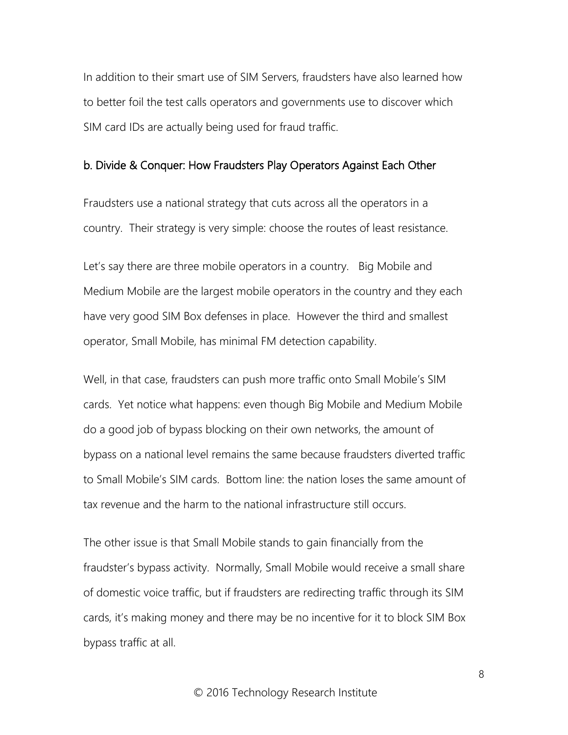In addition to their smart use of SIM Servers, fraudsters have also learned how to better foil the test calls operators and governments use to discover which SIM card IDs are actually being used for fraud traffic.

### b. Divide & Conquer: How Fraudsters Play Operators Against Each Other

Fraudsters use a national strategy that cuts across all the operators in a country. Their strategy is very simple: choose the routes of least resistance.

Let's say there are three mobile operators in a country. Big Mobile and Medium Mobile are the largest mobile operators in the country and they each have very good SIM Box defenses in place. However the third and smallest operator, Small Mobile, has minimal FM detection capability.

Well, in that case, fraudsters can push more traffic onto Small Mobile's SIM cards. Yet notice what happens: even though Big Mobile and Medium Mobile do a good job of bypass blocking on their own networks, the amount of bypass on a national level remains the same because fraudsters diverted traffic to Small Mobile's SIM cards. Bottom line: the nation loses the same amount of tax revenue and the harm to the national infrastructure still occurs.

The other issue is that Small Mobile stands to gain financially from the fraudster's bypass activity. Normally, Small Mobile would receive a small share of domestic voice traffic, but if fraudsters are redirecting traffic through its SIM cards, it's making money and there may be no incentive for it to block SIM Box bypass traffic at all.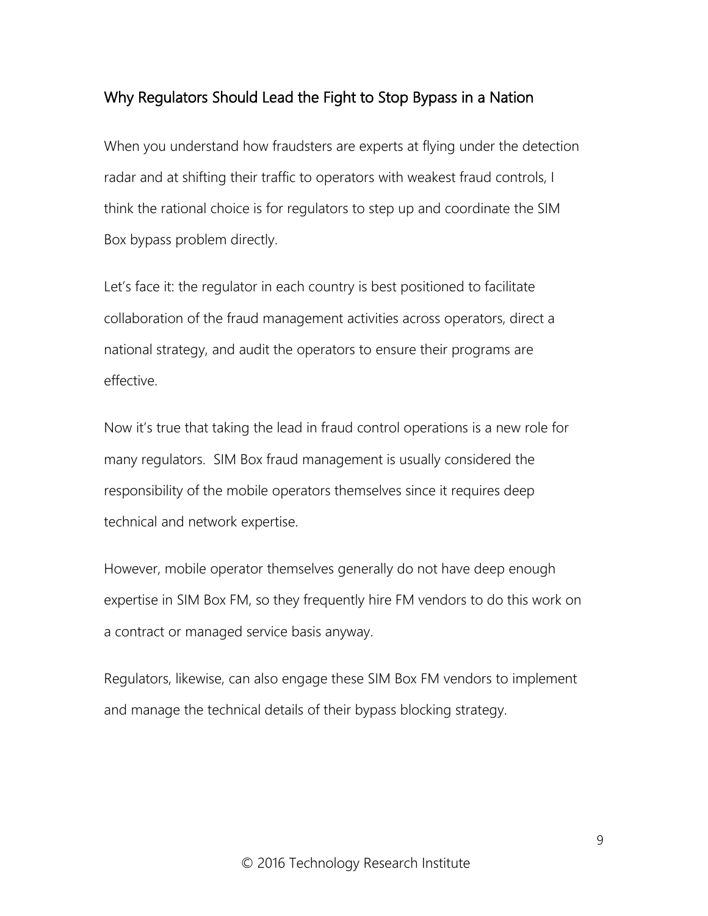## Why Regulators Should Lead the Fight to Stop Bypass in a Nation

When you understand how fraudsters are experts at flying under the detection radar and at shifting their traffic to operators with weakest fraud controls, I think the rational choice is for regulators to step up and coordinate the SIM Box bypass problem directly.

Let's face it: the regulator in each country is best positioned to facilitate collaboration of the fraud management activities across operators, direct a national strategy, and audit the operators to ensure their programs are effective.

Now it's true that taking the lead in fraud control operations is a new role for many regulators. SIM Box fraud management is usually considered the responsibility of the mobile operators themselves since it requires deep technical and network expertise.

However, mobile operator themselves generally do not have deep enough expertise in SIM Box FM, so they frequently hire FM vendors to do this work on a contract or managed service basis anyway.

Regulators, likewise, can also engage these SIM Box FM vendors to implement and manage the technical details of their bypass blocking strategy.

© 2016 Technology Research Institute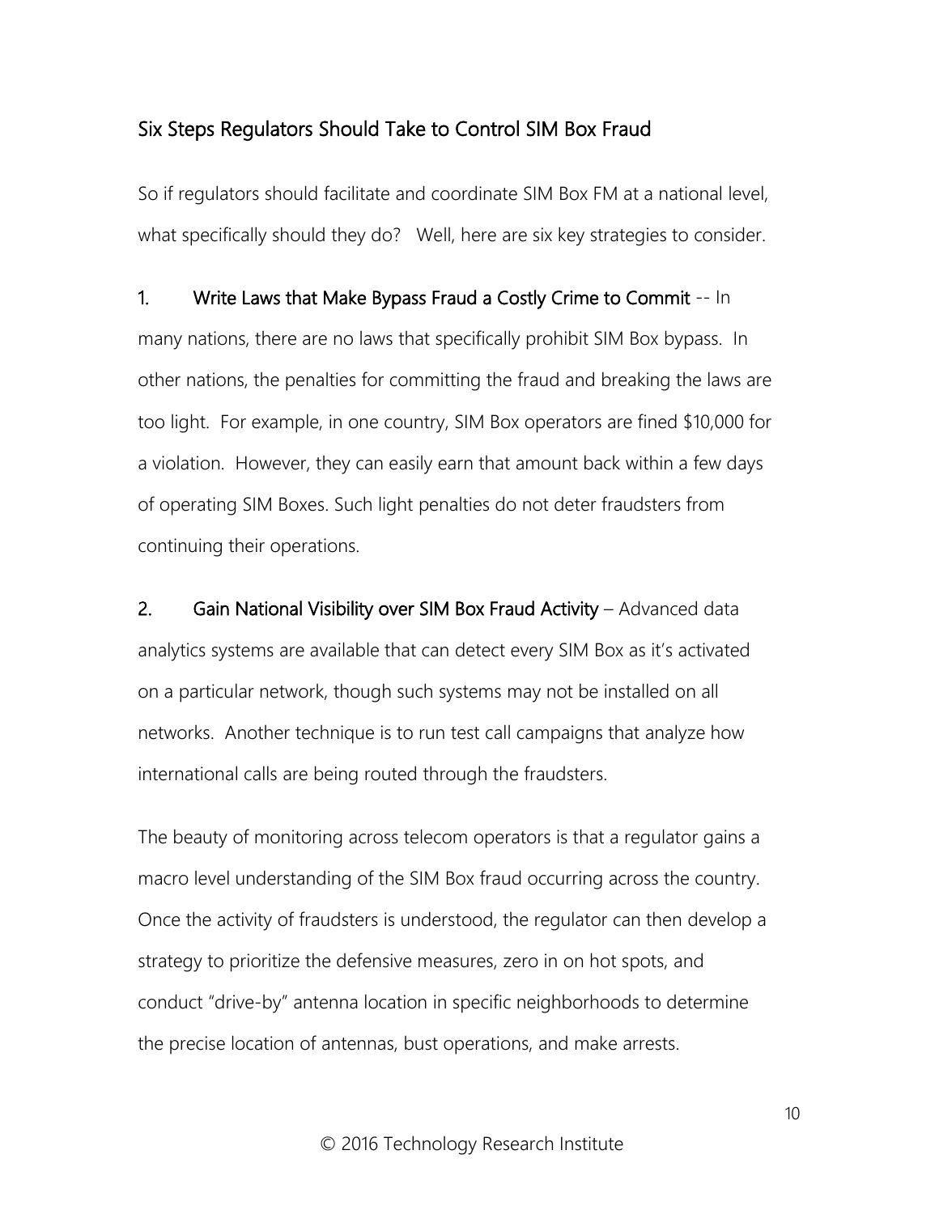## Six Steps Regulators Should Take to Control SIM Box Fraud

So if regulators should facilitate and coordinate SIM Box FM at a national level, what specifically should they do? Well, here are six key strategies to consider.

1. **Write Laws that Make Bypass Fraud a Costly Crime to Commit** -- In many nations, there are no laws that specifically prohibit SIM Box bypass. In other nations, the penalties for committing the fraud and breaking the laws are too light. For example, in one country, SIM Box operators are fined $10,000 for a violation. However, they can easily earn that amount back within a few days of operating SIM Boxes. Such light penalties do not deter fraudsters from continuing their operations.

2. **Gain National Visibility over SIM Box Fraud Activity** – Advanced data analytics systems are available that can detect every SIM Box as it's activated on a particular network, though such systems may not be installed on all networks. Another technique is to run test call campaigns that analyze how international calls are being routed through the fraudsters.

The beauty of monitoring across telecom operators is that a regulator gains a macro level understanding of the SIM Box fraud occurring across the country. Once the activity of fraudsters is understood, the regulator can then develop a strategy to prioritize the defensive measures, zero in on hot spots, and conduct "drive-by" antenna location in specific neighborhoods to determine the precise location of antennas, bust operations, and make arrests.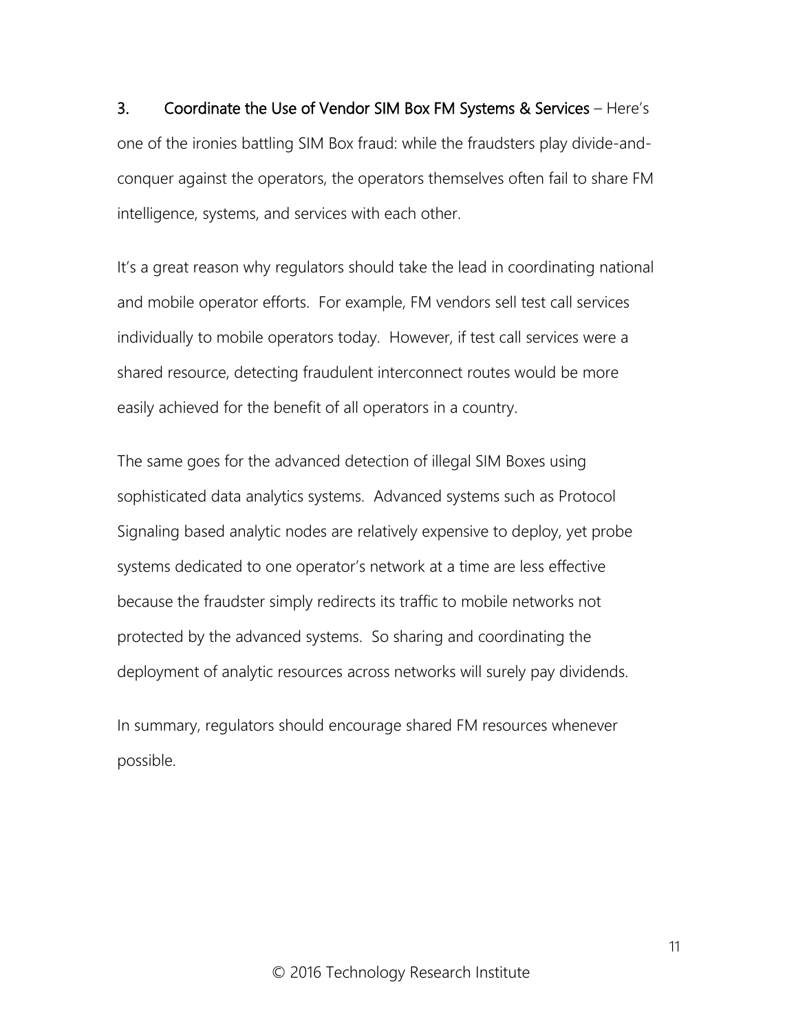3. **Coordinate the Use of Vendor SIM Box FM Systems & Services** – Here's one of the ironies battling SIM Box fraud: while the fraudsters play divide-and-conquer against the operators, the operators themselves often fail to share FM intelligence, systems, and services with each other.

It's a great reason why regulators should take the lead in coordinating national and mobile operator efforts. For example, FM vendors sell test call services individually to mobile operators today. However, if test call services were a shared resource, detecting fraudulent interconnect routes would be more easily achieved for the benefit of all operators in a country.

The same goes for the advanced detection of illegal SIM Boxes using sophisticated data analytics systems. Advanced systems such as Protocol Signaling based analytic nodes are relatively expensive to deploy, yet probe systems dedicated to one operator's network at a time are less effective because the fraudster simply redirects its traffic to mobile networks not protected by the advanced systems. So sharing and coordinating the deployment of analytic resources across networks will surely pay dividends.

In summary, regulators should encourage shared FM resources whenever possible.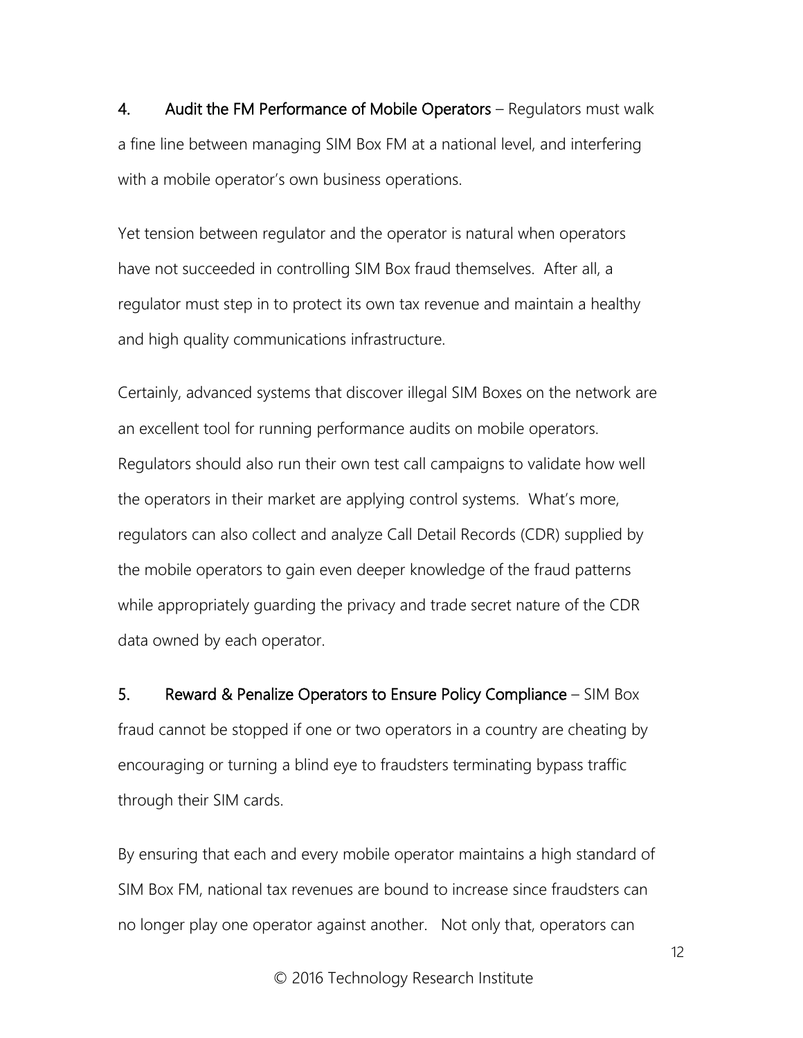4. **Audit the FM Performance of Mobile Operators** – Regulators must walk a fine line between managing SIM Box FM at a national level, and interfering with a mobile operator's own business operations.

Yet tension between regulator and the operator is natural when operators have not succeeded in controlling SIM Box fraud themselves. After all, a regulator must step in to protect its own tax revenue and maintain a healthy and high quality communications infrastructure.

Certainly, advanced systems that discover illegal SIM Boxes on the network are an excellent tool for running performance audits on mobile operators. Regulators should also run their own test call campaigns to validate how well the operators in their market are applying control systems. What's more, regulators can also collect and analyze Call Detail Records (CDR) supplied by the mobile operators to gain even deeper knowledge of the fraud patterns while appropriately guarding the privacy and trade secret nature of the CDR data owned by each operator.

5. **Reward & Penalize Operators to Ensure Policy Compliance** – SIM Box fraud cannot be stopped if one or two operators in a country are cheating by encouraging or turning a blind eye to fraudsters terminating bypass traffic through their SIM cards.

By ensuring that each and every mobile operator maintains a high standard of SIM Box FM, national tax revenues are bound to increase since fraudsters can no longer play one operator against another. Not only that, operators can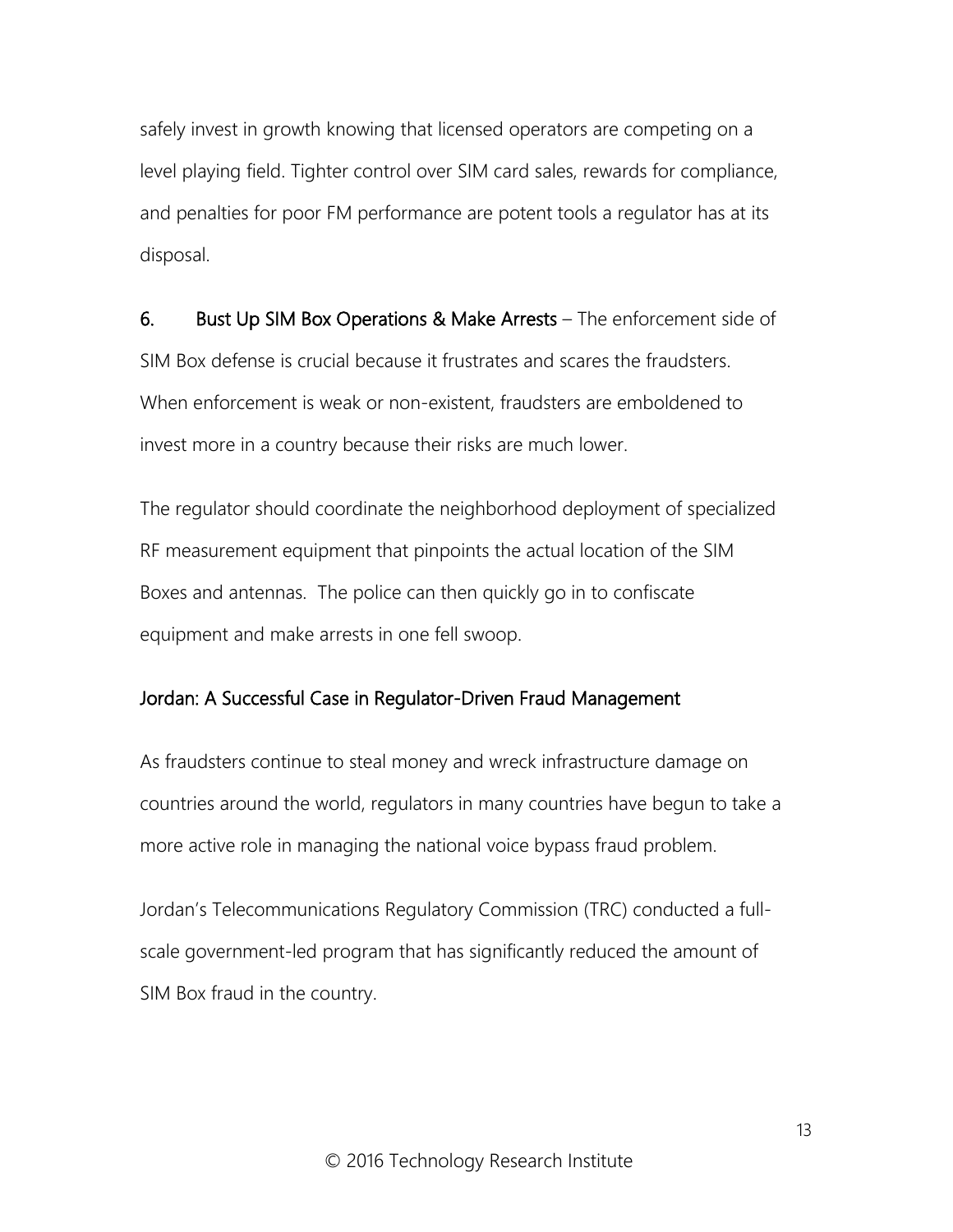safely invest in growth knowing that licensed operators are competing on a level playing field. Tighter control over SIM card sales, rewards for compliance, and penalties for poor FM performance are potent tools a regulator has at its disposal.

6. **Bust Up SIM Box Operations & Make Arrests** – The enforcement side of SIM Box defense is crucial because it frustrates and scares the fraudsters. When enforcement is weak or non-existent, fraudsters are emboldened to invest more in a country because their risks are much lower.

The regulator should coordinate the neighborhood deployment of specialized RF measurement equipment that pinpoints the actual location of the SIM Boxes and antennas. The police can then quickly go in to confiscate equipment and make arrests in one fell swoop.

## Jordan: A Successful Case in Regulator-Driven Fraud Management

As fraudsters continue to steal money and wreck infrastructure damage on countries around the world, regulators in many countries have begun to take a more active role in managing the national voice bypass fraud problem.

Jordan's Telecommunications Regulatory Commission (TRC) conducted a full-scale government-led program that has significantly reduced the amount of SIM Box fraud in the country.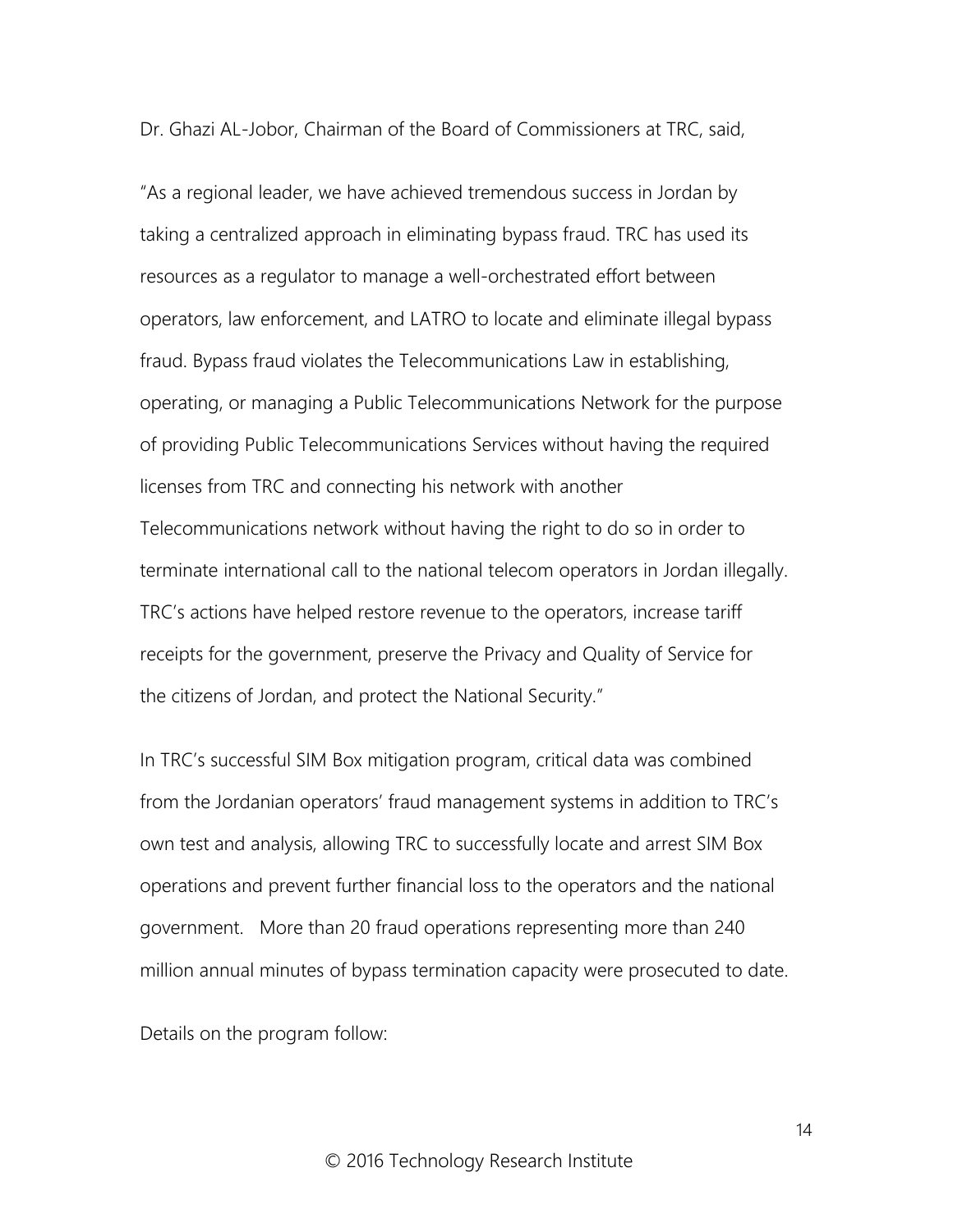Dr. Ghazi AL-Jobor, Chairman of the Board of Commissioners at TRC, said,

"As a regional leader, we have achieved tremendous success in Jordan by taking a centralized approach in eliminating bypass fraud. TRC has used its resources as a regulator to manage a well-orchestrated effort between operators, law enforcement, and LATRO to locate and eliminate illegal bypass fraud. Bypass fraud violates the Telecommunications Law in establishing, operating, or managing a Public Telecommunications Network for the purpose of providing Public Telecommunications Services without having the required licenses from TRC and connecting his network with another Telecommunications network without having the right to do so in order to terminate international call to the national telecom operators in Jordan illegally. TRC's actions have helped restore revenue to the operators, increase tariff receipts for the government, preserve the Privacy and Quality of Service for the citizens of Jordan, and protect the National Security."

In TRC's successful SIM Box mitigation program, critical data was combined from the Jordanian operators' fraud management systems in addition to TRC's own test and analysis, allowing TRC to successfully locate and arrest SIM Box operations and prevent further financial loss to the operators and the national government. More than 20 fraud operations representing more than 240 million annual minutes of bypass termination capacity were prosecuted to date.

Details on the program follow:

© 2016 Technology Research Institute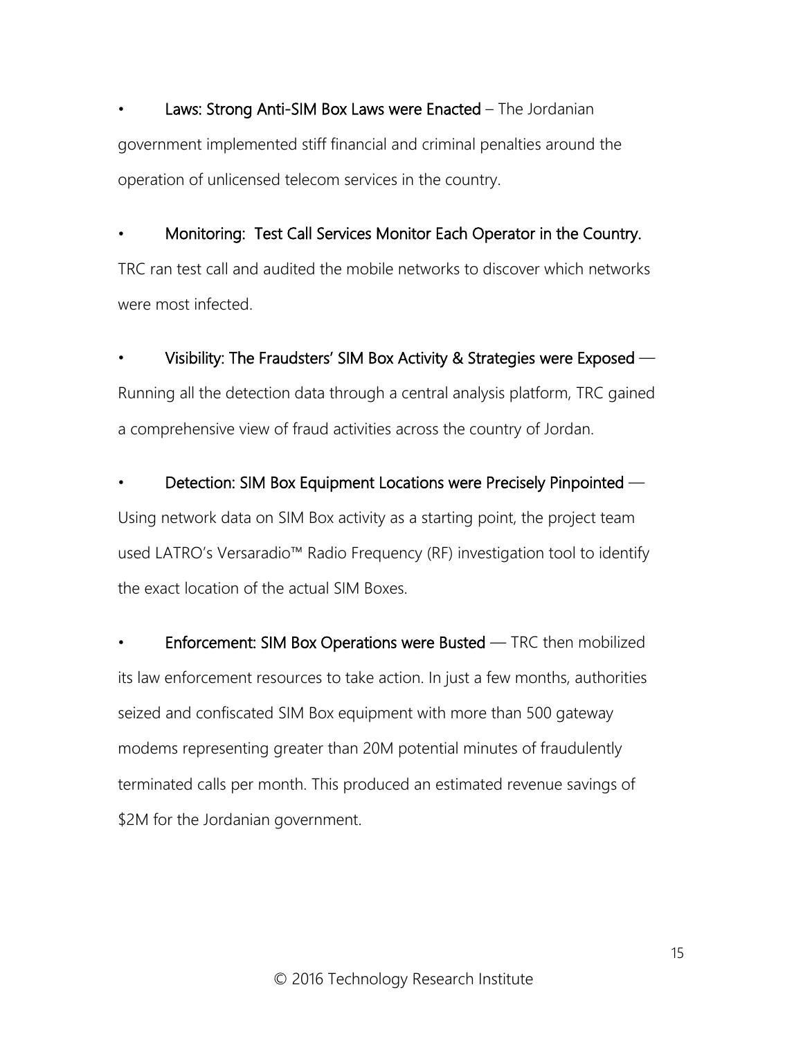- **Laws: Strong Anti-SIM Box Laws were Enacted** – The Jordanian government implemented stiff financial and criminal penalties around the operation of unlicensed telecom services in the country.

- **Monitoring: Test Call Services Monitor Each Operator in the Country.** TRC ran test call and audited the mobile networks to discover which networks were most infected.

- **Visibility: The Fraudsters' SIM Box Activity & Strategies were Exposed** — Running all the detection data through a central analysis platform, TRC gained a comprehensive view of fraud activities across the country of Jordan.

- **Detection: SIM Box Equipment Locations were Precisely Pinpointed** — Using network data on SIM Box activity as a starting point, the project team used LATRO's Versaradio™ Radio Frequency (RF) investigation tool to identify the exact location of the actual SIM Boxes.

- **Enforcement: SIM Box Operations were Busted** — TRC then mobilized its law enforcement resources to take action. In just a few months, authorities seized and confiscated SIM Box equipment with more than 500 gateway modems representing greater than 20M potential minutes of fraudulently terminated calls per month. This produced an estimated revenue savings of $2M for the Jordanian government.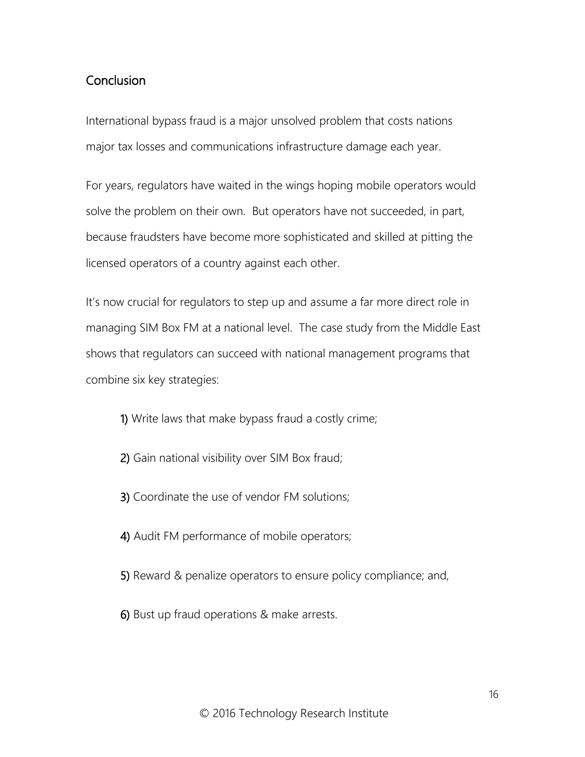## Conclusion

International bypass fraud is a major unsolved problem that costs nations major tax losses and communications infrastructure damage each year.

For years, regulators have waited in the wings hoping mobile operators would solve the problem on their own. But operators have not succeeded, in part, because fraudsters have become more sophisticated and skilled at pitting the licensed operators of a country against each other.

It's now crucial for regulators to step up and assume a far more direct role in managing SIM Box FM at a national level. The case study from the Middle East shows that regulators can succeed with national management programs that combine six key strategies:

1) Write laws that make bypass fraud a costly crime;

2) Gain national visibility over SIM Box fraud;

3) Coordinate the use of vendor FM solutions;

4) Audit FM performance of mobile operators;

5) Reward & penalize operators to ensure policy compliance; and,

6) Bust up fraud operations & make arrests.

© 2016 Technology Research Institute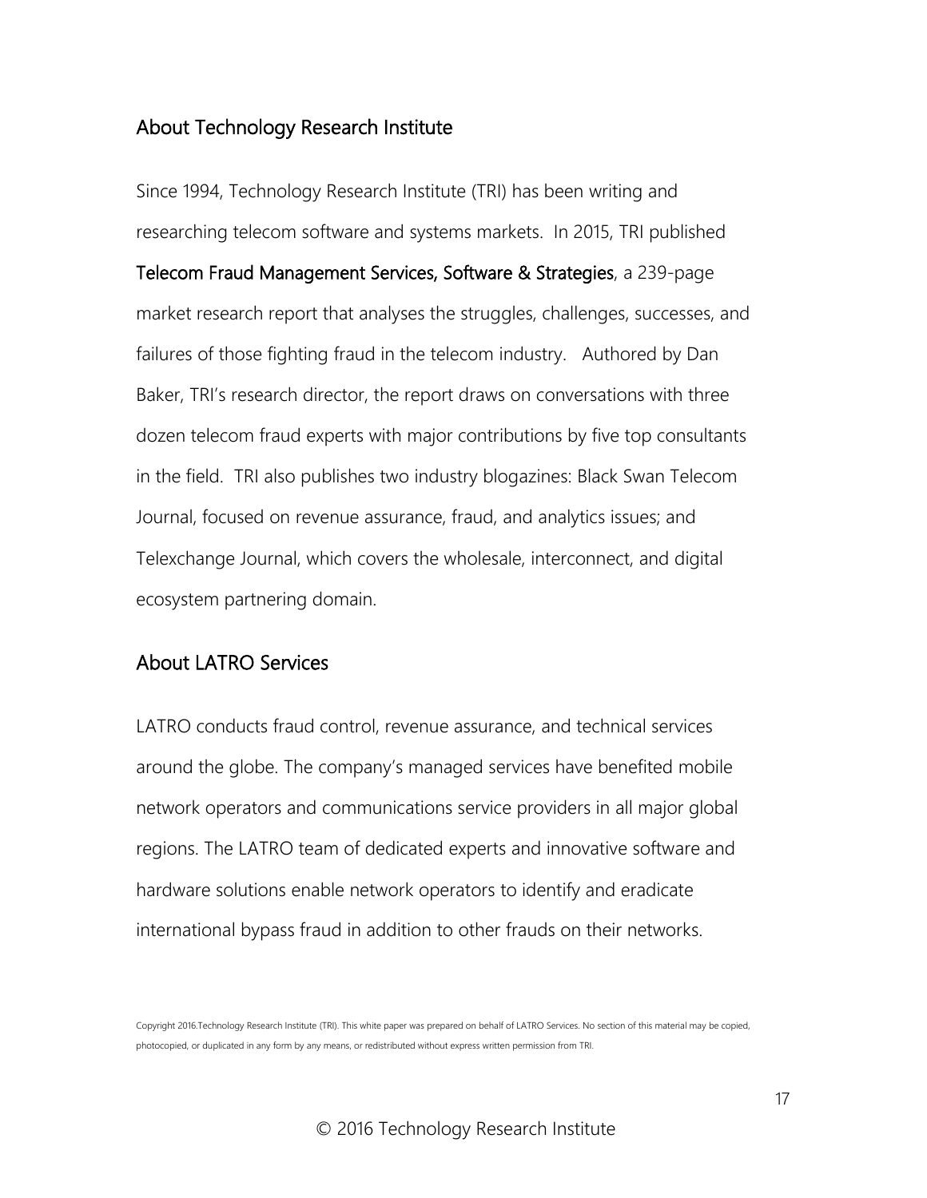## About Technology Research Institute

Since 1994, Technology Research Institute (TRI) has been writing and researching telecom software and systems markets. In 2015, TRI published **Telecom Fraud Management Services, Software & Strategies**, a 239-page market research report that analyses the struggles, challenges, successes, and failures of those fighting fraud in the telecom industry. Authored by Dan Baker, TRI's research director, the report draws on conversations with three dozen telecom fraud experts with major contributions by five top consultants in the field. TRI also publishes two industry blogazines: Black Swan Telecom Journal, focused on revenue assurance, fraud, and analytics issues; and Telexchange Journal, which covers the wholesale, interconnect, and digital ecosystem partnering domain.

## About LATRO Services

LATRO conducts fraud control, revenue assurance, and technical services around the globe. The company's managed services have benefited mobile network operators and communications service providers in all major global regions. The LATRO team of dedicated experts and innovative software and hardware solutions enable network operators to identify and eradicate international bypass fraud in addition to other frauds on their networks.

Copyright 2016.Technology Research Institute (TRI). This white paper was prepared on behalf of LATRO Services. No section of this material may be copied, photocopied, or duplicated in any form by any means, or redistributed without express written permission from TRI.